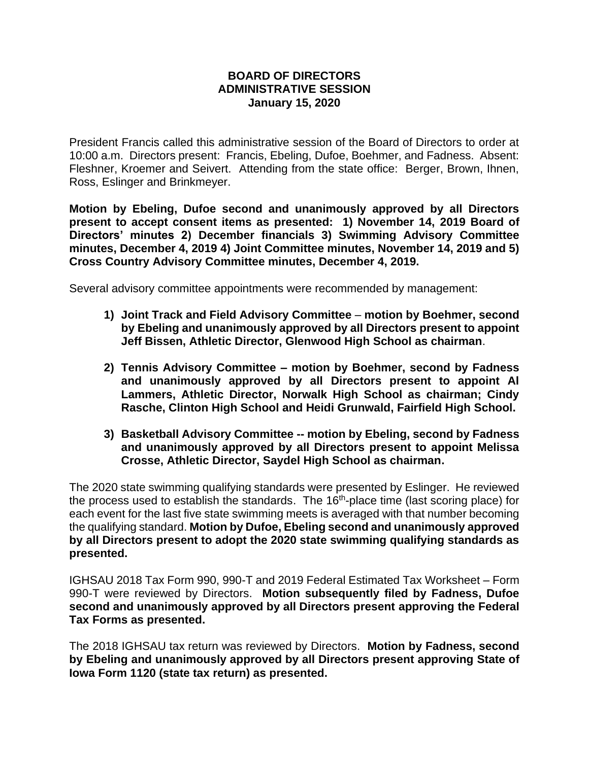# BOARD OF DIRECTORS
## ADMINISTRATIVE SESSION
### January 15, 2020

President Francis called this administrative session of the Board of Directors to order at 10:00 a.m. Directors present: Francis, Ebeling, Dufoe, Boehmer, and Fadness. Absent: Fleshner, Kroemer and Seivert. Attending from the state office: Berger, Brown, Ihnen, Ross, Eslinger and Brinkmeyer.

**Motion by Ebeling, Dufoe second and unanimously approved by all Directors present to accept consent items as presented: 1) November 14, 2019 Board of Directors' minutes 2) December financials 3) Swimming Advisory Committee minutes, December 4, 2019 4) Joint Committee minutes, November 14, 2019 and 5) Cross Country Advisory Committee minutes, December 4, 2019.**

Several advisory committee appointments were recommended by management:

1) **Joint Track and Field Advisory Committee – motion by Boehmer, second by Ebeling and unanimously approved by all Directors present to appoint Jeff Bissen, Athletic Director, Glenwood High School as chairman**.

2) **Tennis Advisory Committee – motion by Boehmer, second by Fadness and unanimously approved by all Directors present to appoint Al Lammers, Athletic Director, Norwalk High School as chairman; Cindy Rasche, Clinton High School and Heidi Grunwald, Fairfield High School.**

3) **Basketball Advisory Committee -- motion by Ebeling, second by Fadness and unanimously approved by all Directors present to appoint Melissa Crosse, Athletic Director, Saydel High School as chairman.**

The 2020 state swimming qualifying standards were presented by Eslinger. He reviewed the process used to establish the standards. The 16th-place time (last scoring place) for each event for the last five state swimming meets is averaged with that number becoming the qualifying standard. **Motion by Dufoe, Ebeling second and unanimously approved by all Directors present to adopt the 2020 state swimming qualifying standards as presented.**

IGHSAU 2018 Tax Form 990, 990-T and 2019 Federal Estimated Tax Worksheet – Form 990-T were reviewed by Directors. **Motion subsequently filed by Fadness, Dufoe second and unanimously approved by all Directors present approving the Federal Tax Forms as presented.**

The 2018 IGHSAU tax return was reviewed by Directors. **Motion by Fadness, second by Ebeling and unanimously approved by all Directors present approving State of Iowa Form 1120 (state tax return) as presented.**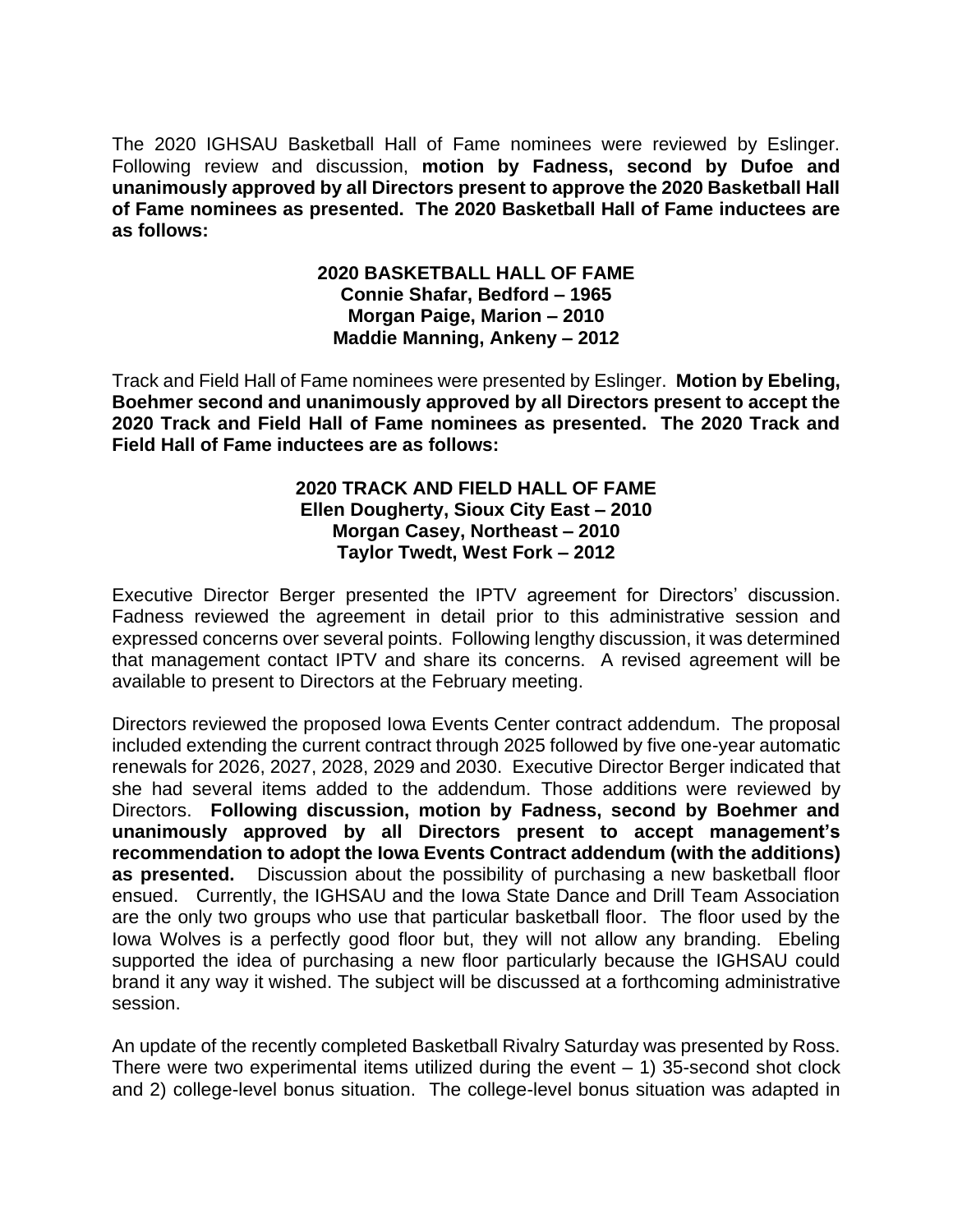The 2020 IGHSAU Basketball Hall of Fame nominees were reviewed by Eslinger. Following review and discussion, **motion by Fadness, second by Dufoe and unanimously approved by all Directors present to approve the 2020 Basketball Hall of Fame nominees as presented. The 2020 Basketball Hall of Fame inductees are as follows:**

**2020 BASKETBALL HALL OF FAME**
**Connie Shafar, Bedford – 1965**
**Morgan Paige, Marion – 2010**
**Maddie Manning, Ankeny – 2012**

Track and Field Hall of Fame nominees were presented by Eslinger. **Motion by Ebeling, Boehmer second and unanimously approved by all Directors present to accept the 2020 Track and Field Hall of Fame nominees as presented. The 2020 Track and Field Hall of Fame inductees are as follows:**

**2020 TRACK AND FIELD HALL OF FAME**
**Ellen Dougherty, Sioux City East – 2010**
**Morgan Casey, Northeast – 2010**
**Taylor Twedt, West Fork – 2012**

Executive Director Berger presented the IPTV agreement for Directors' discussion. Fadness reviewed the agreement in detail prior to this administrative session and expressed concerns over several points. Following lengthy discussion, it was determined that management contact IPTV and share its concerns. A revised agreement will be available to present to Directors at the February meeting.

Directors reviewed the proposed Iowa Events Center contract addendum. The proposal included extending the current contract through 2025 followed by five one-year automatic renewals for 2026, 2027, 2028, 2029 and 2030. Executive Director Berger indicated that she had several items added to the addendum. Those additions were reviewed by Directors. **Following discussion, motion by Fadness, second by Boehmer and unanimously approved by all Directors present to accept management's recommendation to adopt the Iowa Events Contract addendum (with the additions) as presented.** Discussion about the possibility of purchasing a new basketball floor ensued. Currently, the IGHSAU and the Iowa State Dance and Drill Team Association are the only two groups who use that particular basketball floor. The floor used by the Iowa Wolves is a perfectly good floor but, they will not allow any branding. Ebeling supported the idea of purchasing a new floor particularly because the IGHSAU could brand it any way it wished. The subject will be discussed at a forthcoming administrative session.

An update of the recently completed Basketball Rivalry Saturday was presented by Ross. There were two experimental items utilized during the event – 1) 35-second shot clock and 2) college-level bonus situation. The college-level bonus situation was adapted in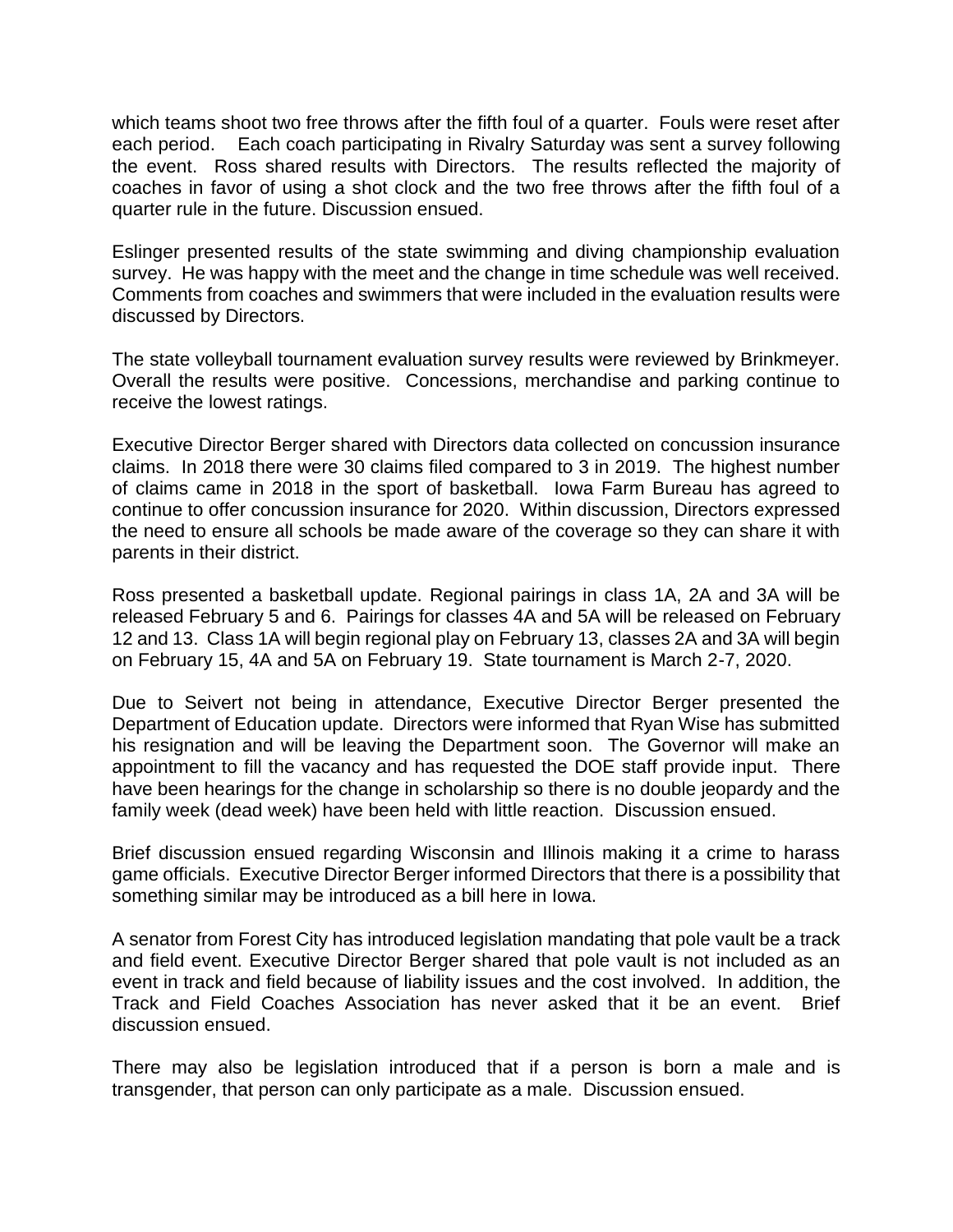which teams shoot two free throws after the fifth foul of a quarter. Fouls were reset after each period. Each coach participating in Rivalry Saturday was sent a survey following the event. Ross shared results with Directors. The results reflected the majority of coaches in favor of using a shot clock and the two free throws after the fifth foul of a quarter rule in the future. Discussion ensued.

Eslinger presented results of the state swimming and diving championship evaluation survey. He was happy with the meet and the change in time schedule was well received. Comments from coaches and swimmers that were included in the evaluation results were discussed by Directors.

The state volleyball tournament evaluation survey results were reviewed by Brinkmeyer. Overall the results were positive. Concessions, merchandise and parking continue to receive the lowest ratings.

Executive Director Berger shared with Directors data collected on concussion insurance claims. In 2018 there were 30 claims filed compared to 3 in 2019. The highest number of claims came in 2018 in the sport of basketball. Iowa Farm Bureau has agreed to continue to offer concussion insurance for 2020. Within discussion, Directors expressed the need to ensure all schools be made aware of the coverage so they can share it with parents in their district.

Ross presented a basketball update. Regional pairings in class 1A, 2A and 3A will be released February 5 and 6. Pairings for classes 4A and 5A will be released on February 12 and 13. Class 1A will begin regional play on February 13, classes 2A and 3A will begin on February 15, 4A and 5A on February 19. State tournament is March 2-7, 2020.

Due to Seivert not being in attendance, Executive Director Berger presented the Department of Education update. Directors were informed that Ryan Wise has submitted his resignation and will be leaving the Department soon. The Governor will make an appointment to fill the vacancy and has requested the DOE staff provide input. There have been hearings for the change in scholarship so there is no double jeopardy and the family week (dead week) have been held with little reaction. Discussion ensued.

Brief discussion ensued regarding Wisconsin and Illinois making it a crime to harass game officials. Executive Director Berger informed Directors that there is a possibility that something similar may be introduced as a bill here in Iowa.

A senator from Forest City has introduced legislation mandating that pole vault be a track and field event. Executive Director Berger shared that pole vault is not included as an event in track and field because of liability issues and the cost involved. In addition, the Track and Field Coaches Association has never asked that it be an event. Brief discussion ensued.

There may also be legislation introduced that if a person is born a male and is transgender, that person can only participate as a male. Discussion ensued.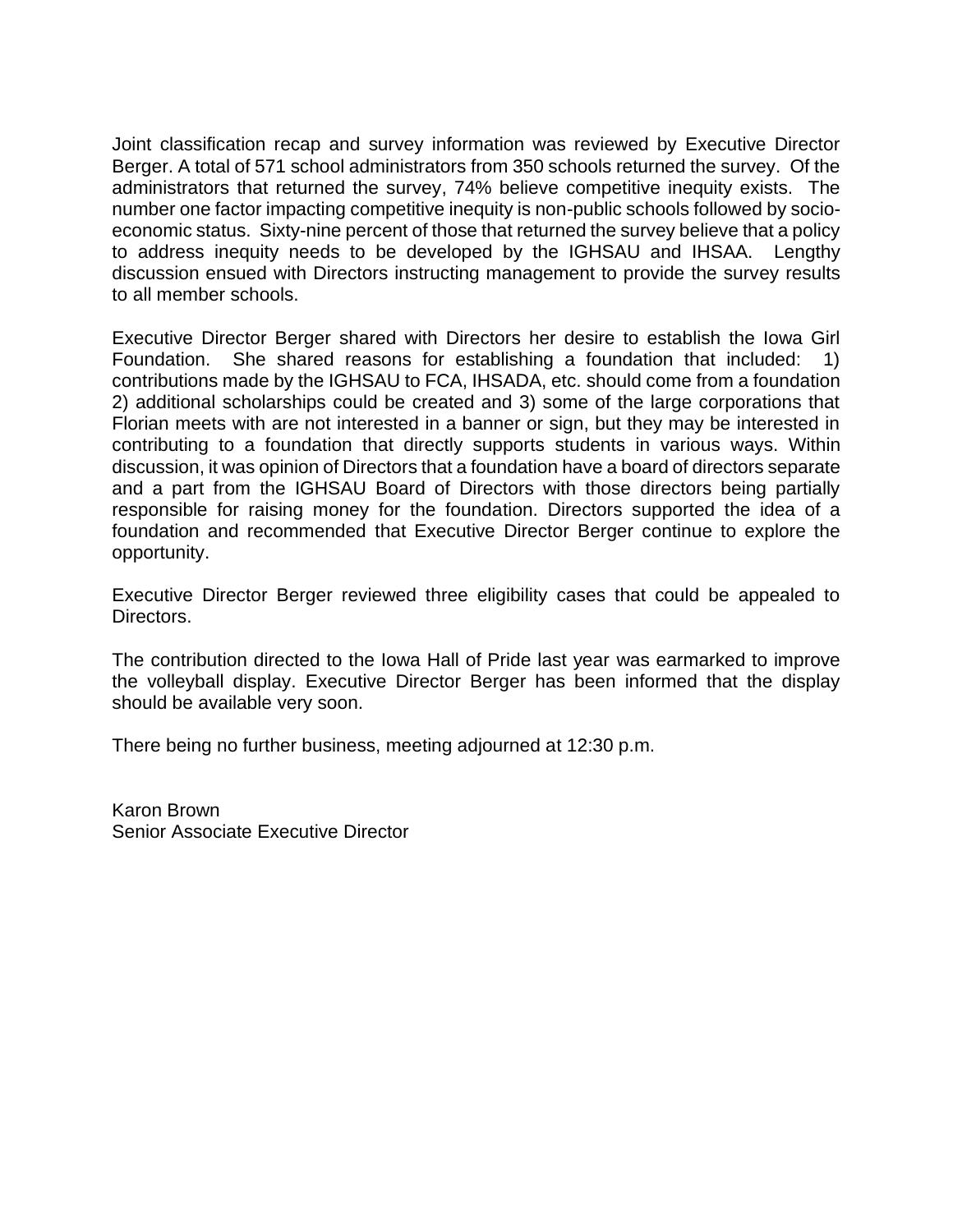Joint classification recap and survey information was reviewed by Executive Director Berger. A total of 571 school administrators from 350 schools returned the survey. Of the administrators that returned the survey, 74% believe competitive inequity exists. The number one factor impacting competitive inequity is non-public schools followed by socio-economic status. Sixty-nine percent of those that returned the survey believe that a policy to address inequity needs to be developed by the IGHSAU and IHSAA. Lengthy discussion ensued with Directors instructing management to provide the survey results to all member schools.

Executive Director Berger shared with Directors her desire to establish the Iowa Girl Foundation. She shared reasons for establishing a foundation that included: 1) contributions made by the IGHSAU to FCA, IHSADA, etc. should come from a foundation 2) additional scholarships could be created and 3) some of the large corporations that Florian meets with are not interested in a banner or sign, but they may be interested in contributing to a foundation that directly supports students in various ways. Within discussion, it was opinion of Directors that a foundation have a board of directors separate and a part from the IGHSAU Board of Directors with those directors being partially responsible for raising money for the foundation. Directors supported the idea of a foundation and recommended that Executive Director Berger continue to explore the opportunity.

Executive Director Berger reviewed three eligibility cases that could be appealed to Directors.

The contribution directed to the Iowa Hall of Pride last year was earmarked to improve the volleyball display. Executive Director Berger has been informed that the display should be available very soon.

There being no further business, meeting adjourned at 12:30 p.m.

Karon Brown
Senior Associate Executive Director